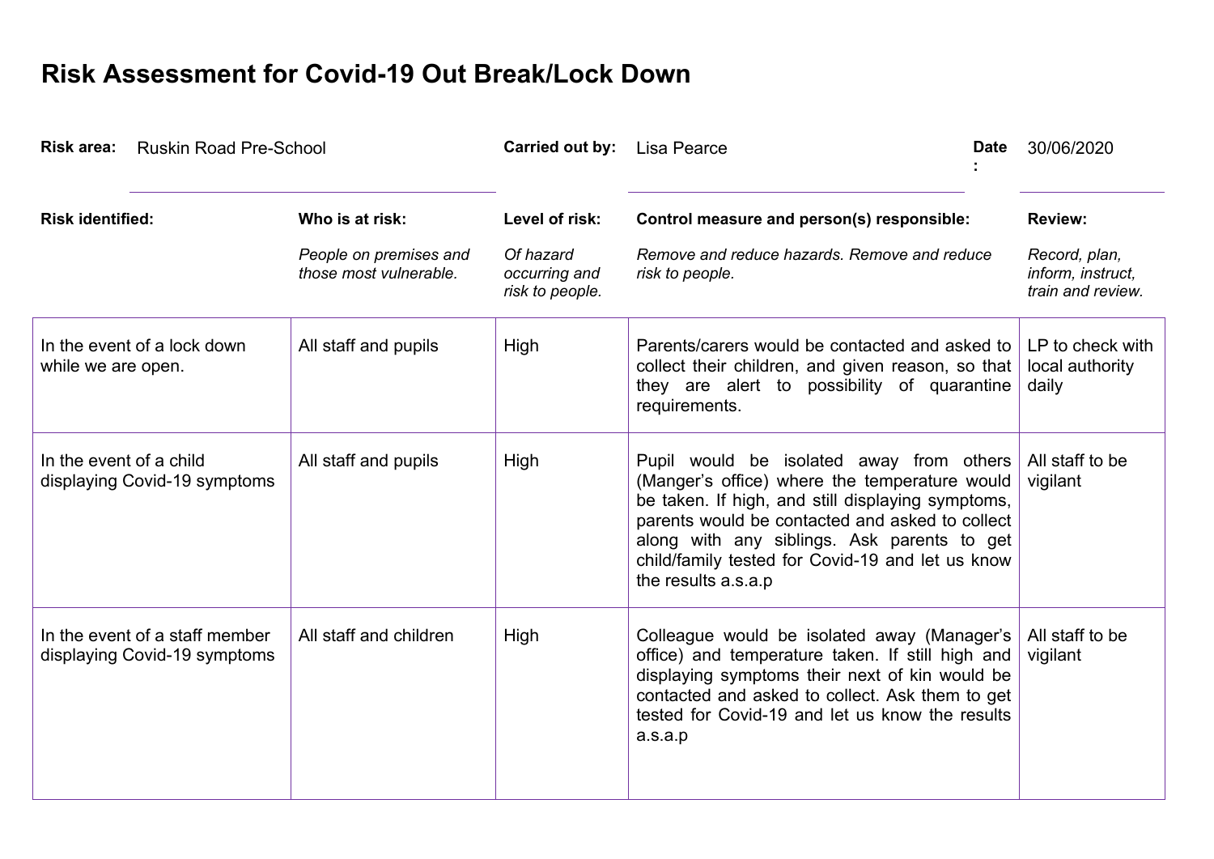# Risk Assessment for Covid-19 Out Break/Lock Down

**Risk area:** Ruskin Road Pre-School **Carried out by:** Lisa Pearce **Date :** 30/06/2020

| **Risk identified:** | **Who is at risk:**<br>*People on premises and those most vulnerable.* | **Level of risk:**<br>*Of hazard occurring and risk to people.* | **Control measure and person(s) responsible:**<br>*Remove and reduce hazards. Remove and reduce risk to people.* | **Review:**<br>*Record, plan, inform, instruct, train and review.* |
|---|---|---|---|---|
| In the event of a lock down while we are open. | All staff and pupils | High | Parents/carers would be contacted and asked to collect their children, and given reason, so that they are alert to possibility of quarantine requirements. | LP to check with local authority daily |
| In the event of a child displaying Covid-19 symptoms | All staff and pupils | High | Pupil would be isolated away from others (Manger's office) where the temperature would be taken. If high, and still displaying symptoms, parents would be contacted and asked to collect along with any siblings. Ask parents to get child/family tested for Covid-19 and let us know the results a.s.a.p | All staff to be vigilant |
| In the event of a staff member displaying Covid-19 symptoms | All staff and children | High | Colleague would be isolated away (Manager's office) and temperature taken. If still high and displaying symptoms their next of kin would be contacted and asked to collect. Ask them to get tested for Covid-19 and let us know the results a.s.a.p | All staff to be vigilant |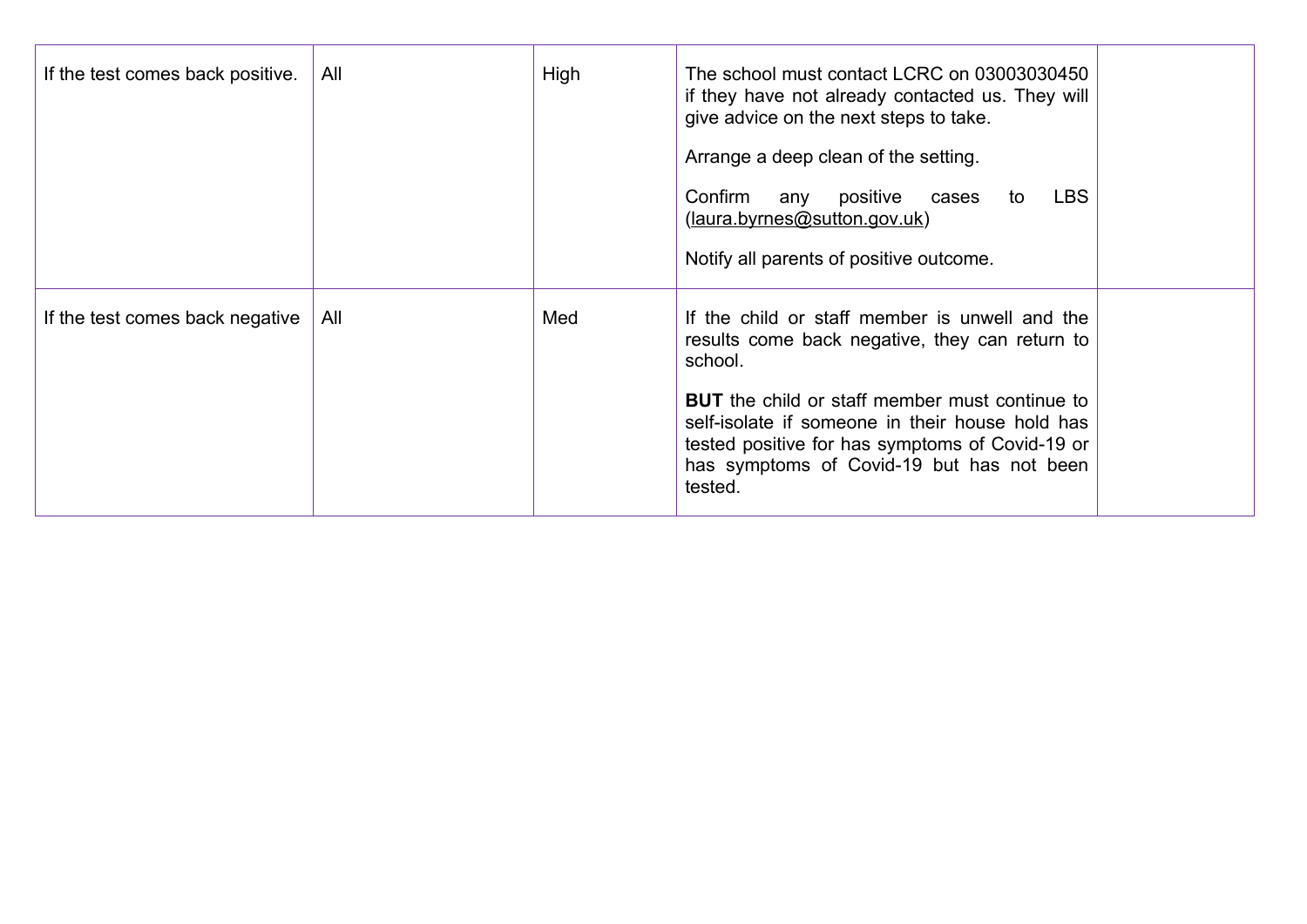| | | | | |
|---|---|---|---|---|
| If the test comes back positive. | All | High | The school must contact LCRC on 03003030450 if they have not already contacted us. They will give advice on the next steps to take.<br><br>Arrange a deep clean of the setting.<br><br>Confirm any positive cases to LBS (laura.byrnes@sutton.gov.uk)<br><br>Notify all parents of positive outcome. | |
| If the test comes back negative | All | Med | If the child or staff member is unwell and the results come back negative, they can return to school.<br><br>**BUT** the child or staff member must continue to self-isolate if someone in their house hold has tested positive for has symptoms of Covid-19 or has symptoms of Covid-19 but has not been tested. | |